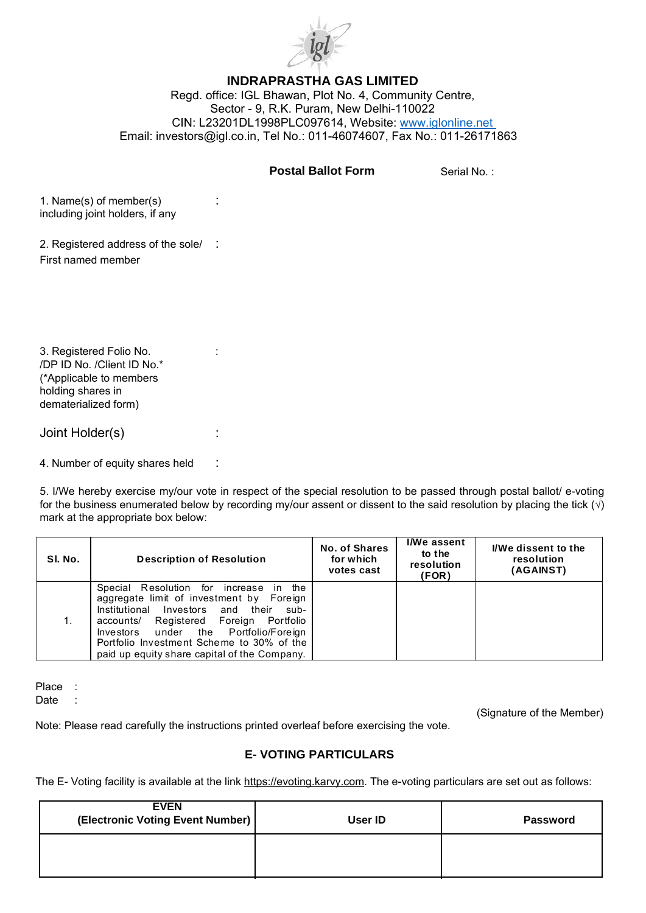# INDRAPRASTHA GAS LIMITED

Regd. office: IGL Bhawan, Plot No. 4, Community Centre,
Sector - 9, R.K. Puram, New Delhi-110022
CIN: L23201DL1998PLC097614, Website: www.iglonline.net
Email: investors@igl.co.in, Tel No.: 011-46074607, Fax No.: 011-26171863

**Postal Ballot Form** Serial No. :

1. Name(s) of member(s) including joint holders, if any :

2. Registered address of the sole/ First named member :

3. Registered Folio No. /DP ID No. /Client ID No.* (*Applicable to members holding shares in dematerialized form) :

Joint Holder(s) :

4. Number of equity shares held :

5. I/We hereby exercise my/our vote in respect of the special resolution to be passed through postal ballot/ e-voting for the business enumerated below by recording my/our assent or dissent to the said resolution by placing the tick (√) mark at the appropriate box below:

| Sl. No. | Description of Resolution | No. of Shares for which votes cast | I/We assent to the resolution (FOR) | I/We dissent to the resolution (AGAINST) |
|---|---|---|---|---|
| 1. | Special Resolution for increase in the aggregate limit of investment by Foreign Institutional Investors and their sub-accounts/ Registered Foreign Portfolio Investors under the Portfolio/Foreign Portfolio Investment Scheme to 30% of the paid up equity share capital of the Company. | | | |

Place :
Date :

(Signature of the Member)

Note: Please read carefully the instructions printed overleaf before exercising the vote.

## E- VOTING PARTICULARS

The E- Voting facility is available at the link https://evoting.karvy.com. The e-voting particulars are set out as follows:

| EVEN (Electronic Voting Event Number) | User ID | Password |
|---|---|---|
| | | |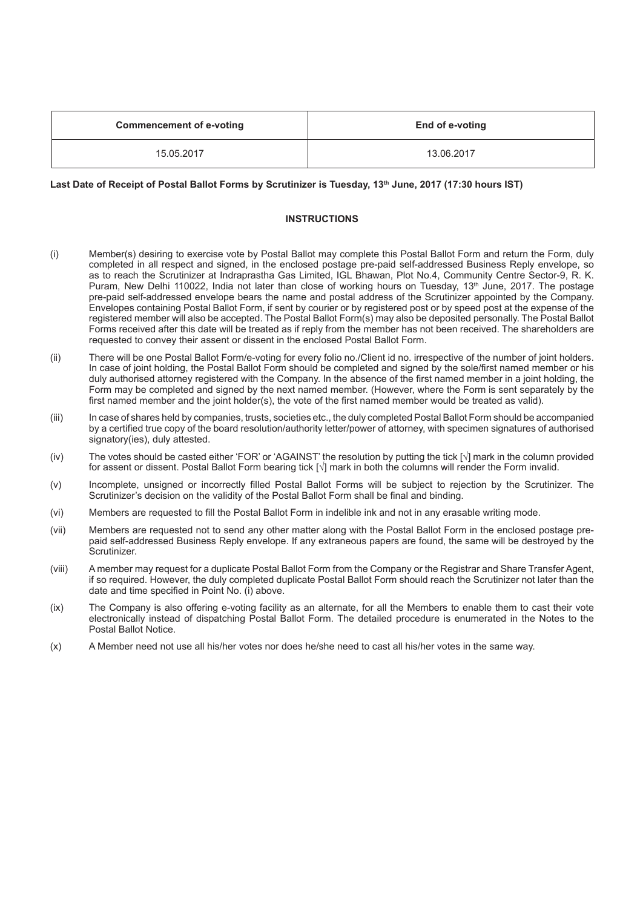| Commencement of e-voting | End of e-voting |
|---|---|
| 15.05.2017 | 13.06.2017 |

**Last Date of Receipt of Postal Ballot Forms by Scrutinizer is Tuesday, 13th June, 2017 (17:30 hours IST)**

**INSTRUCTIONS**

(i) Member(s) desiring to exercise vote by Postal Ballot may complete this Postal Ballot Form and return the Form, duly completed in all respect and signed, in the enclosed postage pre-paid self-addressed Business Reply envelope, so as to reach the Scrutinizer at Indraprastha Gas Limited, IGL Bhawan, Plot No.4, Community Centre Sector-9, R. K. Puram, New Delhi 110022, India not later than close of working hours on Tuesday, 13th June, 2017. The postage pre-paid self-addressed envelope bears the name and postal address of the Scrutinizer appointed by the Company. Envelopes containing Postal Ballot Form, if sent by courier or by registered post or by speed post at the expense of the registered member will also be accepted. The Postal Ballot Form(s) may also be deposited personally. The Postal Ballot Forms received after this date will be treated as if reply from the member has not been received. The shareholders are requested to convey their assent or dissent in the enclosed Postal Ballot Form.

(ii) There will be one Postal Ballot Form/e-voting for every folio no./Client id no. irrespective of the number of joint holders. In case of joint holding, the Postal Ballot Form should be completed and signed by the sole/first named member or his duly authorised attorney registered with the Company. In the absence of the first named member in a joint holding, the Form may be completed and signed by the next named member. (However, where the Form is sent separately by the first named member and the joint holder(s), the vote of the first named member would be treated as valid).

(iii) In case of shares held by companies, trusts, societies etc., the duly completed Postal Ballot Form should be accompanied by a certified true copy of the board resolution/authority letter/power of attorney, with specimen signatures of authorised signatory(ies), duly attested.

(iv) The votes should be casted either 'FOR' or 'AGAINST' the resolution by putting the tick [√] mark in the column provided for assent or dissent. Postal Ballot Form bearing tick [√] mark in both the columns will render the Form invalid.

(v) Incomplete, unsigned or incorrectly filled Postal Ballot Forms will be subject to rejection by the Scrutinizer. The Scrutinizer's decision on the validity of the Postal Ballot Form shall be final and binding.

(vi) Members are requested to fill the Postal Ballot Form in indelible ink and not in any erasable writing mode.

(vii) Members are requested not to send any other matter along with the Postal Ballot Form in the enclosed postage pre-paid self-addressed Business Reply envelope. If any extraneous papers are found, the same will be destroyed by the Scrutinizer.

(viii) A member may request for a duplicate Postal Ballot Form from the Company or the Registrar and Share Transfer Agent, if so required. However, the duly completed duplicate Postal Ballot Form should reach the Scrutinizer not later than the date and time specified in Point No. (i) above.

(ix) The Company is also offering e-voting facility as an alternate, for all the Members to enable them to cast their vote electronically instead of dispatching Postal Ballot Form. The detailed procedure is enumerated in the Notes to the Postal Ballot Notice.

(x) A Member need not use all his/her votes nor does he/she need to cast all his/her votes in the same way.